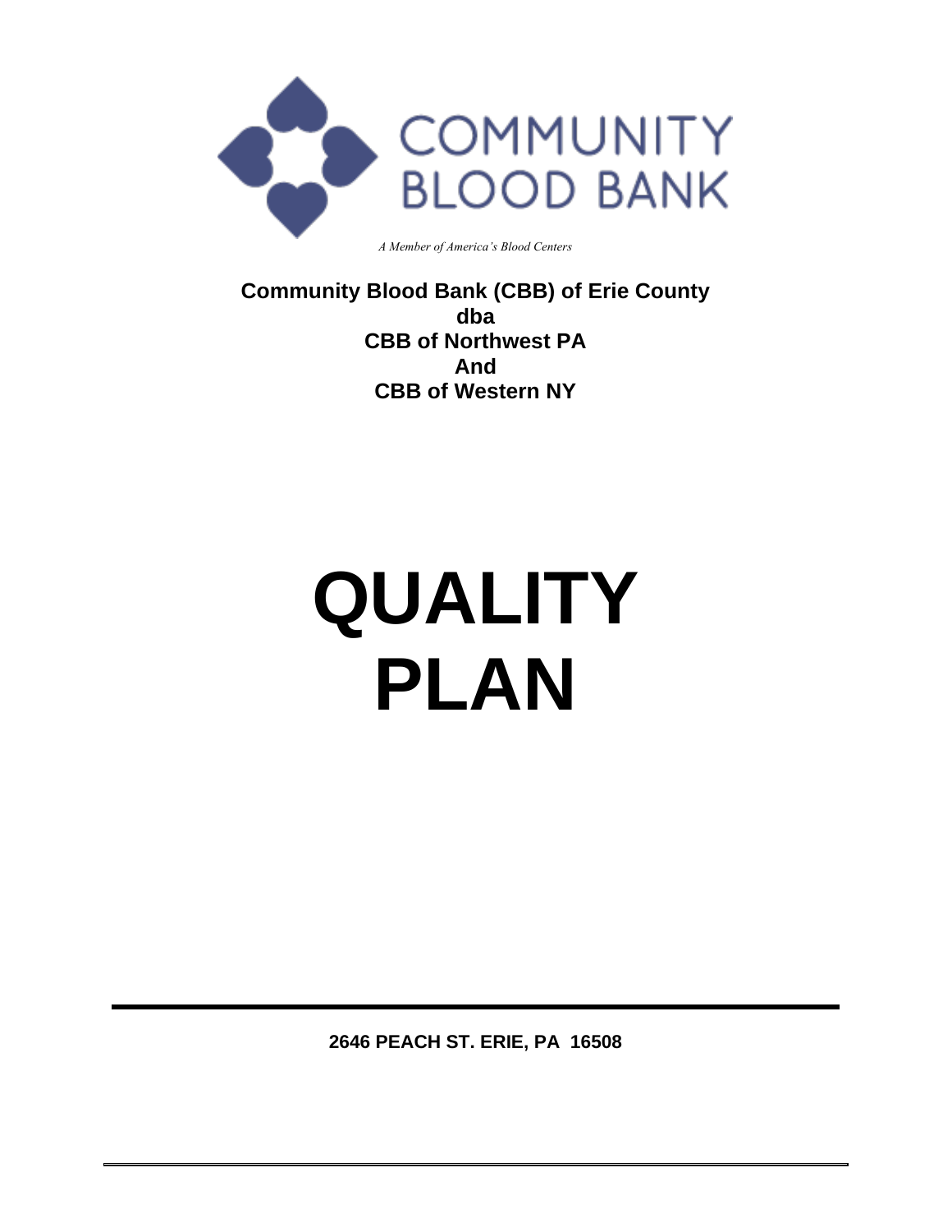COMMUNITY BLOOD BANK

*A Member of America's Blood Centers*

**Community Blood Bank (CBB) of Erie County**
**dba**
**CBB of Northwest PA**
**And**
**CBB of Western NY**

# QUALITY PLAN

**2646 PEACH ST. ERIE, PA 16508**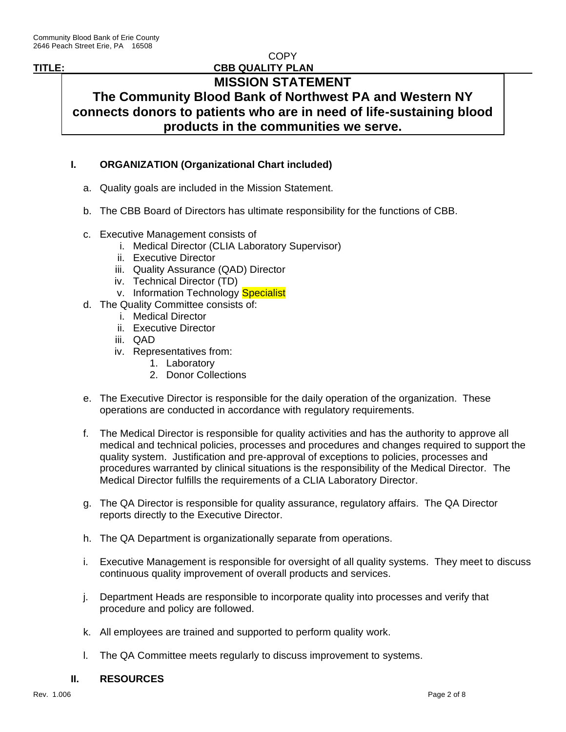COPY

**TITLE: CBB QUALITY PLAN**

## MISSION STATEMENT

**The Community Blood Bank of Northwest PA and Western NY connects donors to patients who are in need of life-sustaining blood products in the communities we serve.**

### I. ORGANIZATION (Organizational Chart included)

a. Quality goals are included in the Mission Statement.

b. The CBB Board of Directors has ultimate responsibility for the functions of CBB.

c. Executive Management consists of
   i. Medical Director (CLIA Laboratory Supervisor)
   ii. Executive Director
   iii. Quality Assurance (QAD) Director
   iv. Technical Director (TD)
   v. Information Technology Specialist

d. The Quality Committee consists of:
   i. Medical Director
   ii. Executive Director
   iii. QAD
   iv. Representatives from:
      1. Laboratory
      2. Donor Collections

e. The Executive Director is responsible for the daily operation of the organization. These operations are conducted in accordance with regulatory requirements.

f. The Medical Director is responsible for quality activities and has the authority to approve all medical and technical policies, processes and procedures and changes required to support the quality system. Justification and pre-approval of exceptions to policies, processes and procedures warranted by clinical situations is the responsibility of the Medical Director. The Medical Director fulfills the requirements of a CLIA Laboratory Director.

g. The QA Director is responsible for quality assurance, regulatory affairs. The QA Director reports directly to the Executive Director.

h. The QA Department is organizationally separate from operations.

i. Executive Management is responsible for oversight of all quality systems. They meet to discuss continuous quality improvement of overall products and services.

j. Department Heads are responsible to incorporate quality into processes and verify that procedure and policy are followed.

k. All employees are trained and supported to perform quality work.

l. The QA Committee meets regularly to discuss improvement to systems.

### II. RESOURCES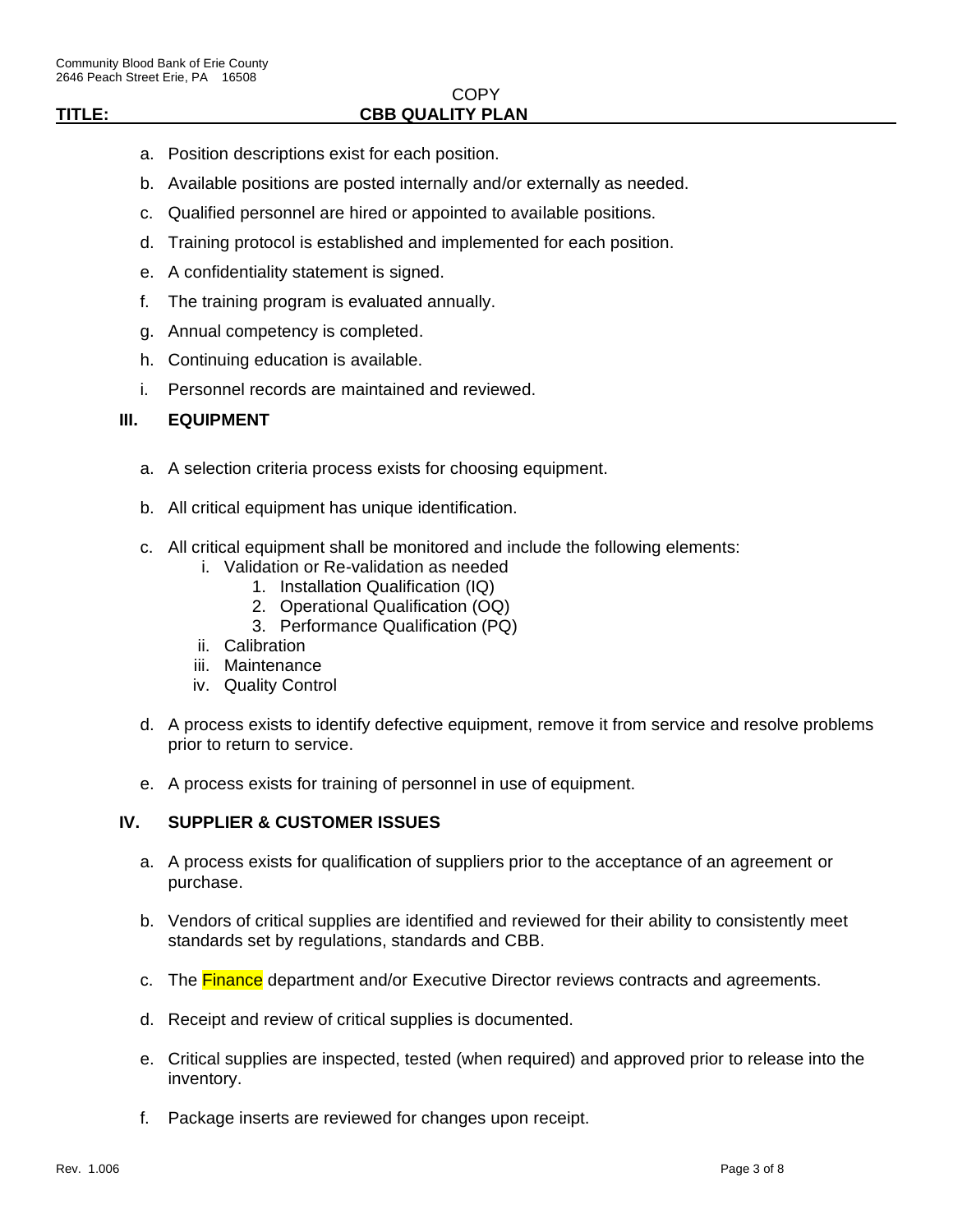a. Position descriptions exist for each position.

b. Available positions are posted internally and/or externally as needed.

c. Qualified personnel are hired or appointed to available positions.

d. Training protocol is established and implemented for each position.

e. A confidentiality statement is signed.

f. The training program is evaluated annually.

g. Annual competency is completed.

h. Continuing education is available.

i. Personnel records are maintained and reviewed.

## III. EQUIPMENT

a. A selection criteria process exists for choosing equipment.

b. All critical equipment has unique identification.

c. All critical equipment shall be monitored and include the following elements:
   - i. Validation or Re-validation as needed
     1. Installation Qualification (IQ)
     2. Operational Qualification (OQ)
     3. Performance Qualification (PQ)
   - ii. Calibration
   - iii. Maintenance
   - iv. Quality Control

d. A process exists to identify defective equipment, remove it from service and resolve problems prior to return to service.

e. A process exists for training of personnel in use of equipment.

## IV. SUPPLIER & CUSTOMER ISSUES

a. A process exists for qualification of suppliers prior to the acceptance of an agreement or purchase.

b. Vendors of critical supplies are identified and reviewed for their ability to consistently meet standards set by regulations, standards and CBB.

c. The Finance department and/or Executive Director reviews contracts and agreements.

d. Receipt and review of critical supplies is documented.

e. Critical supplies are inspected, tested (when required) and approved prior to release into the inventory.

f. Package inserts are reviewed for changes upon receipt.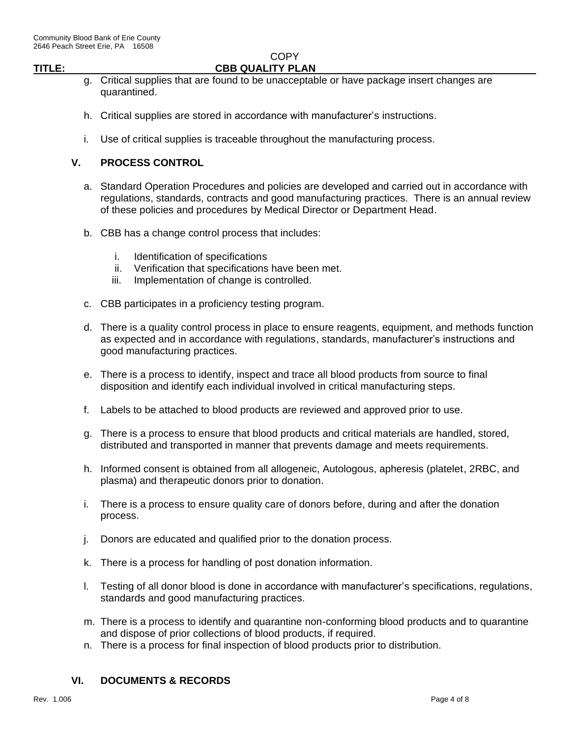g. Critical supplies that are found to be unacceptable or have package insert changes are quarantined.

h. Critical supplies are stored in accordance with manufacturer's instructions.

i. Use of critical supplies is traceable throughout the manufacturing process.

## V. PROCESS CONTROL

a. Standard Operation Procedures and policies are developed and carried out in accordance with regulations, standards, contracts and good manufacturing practices. There is an annual review of these policies and procedures by Medical Director or Department Head.

b. CBB has a change control process that includes:

   i. Identification of specifications
   ii. Verification that specifications have been met.
   iii. Implementation of change is controlled.

c. CBB participates in a proficiency testing program.

d. There is a quality control process in place to ensure reagents, equipment, and methods function as expected and in accordance with regulations, standards, manufacturer's instructions and good manufacturing practices.

e. There is a process to identify, inspect and trace all blood products from source to final disposition and identify each individual involved in critical manufacturing steps.

f. Labels to be attached to blood products are reviewed and approved prior to use.

g. There is a process to ensure that blood products and critical materials are handled, stored, distributed and transported in manner that prevents damage and meets requirements.

h. Informed consent is obtained from all allogeneic, Autologous, apheresis (platelet, 2RBC, and plasma) and therapeutic donors prior to donation.

i. There is a process to ensure quality care of donors before, during and after the donation process.

j. Donors are educated and qualified prior to the donation process.

k. There is a process for handling of post donation information.

l. Testing of all donor blood is done in accordance with manufacturer's specifications, regulations, standards and good manufacturing practices.

m. There is a process to identify and quarantine non-conforming blood products and to quarantine and dispose of prior collections of blood products, if required.

n. There is a process for final inspection of blood products prior to distribution.

## VI. DOCUMENTS & RECORDS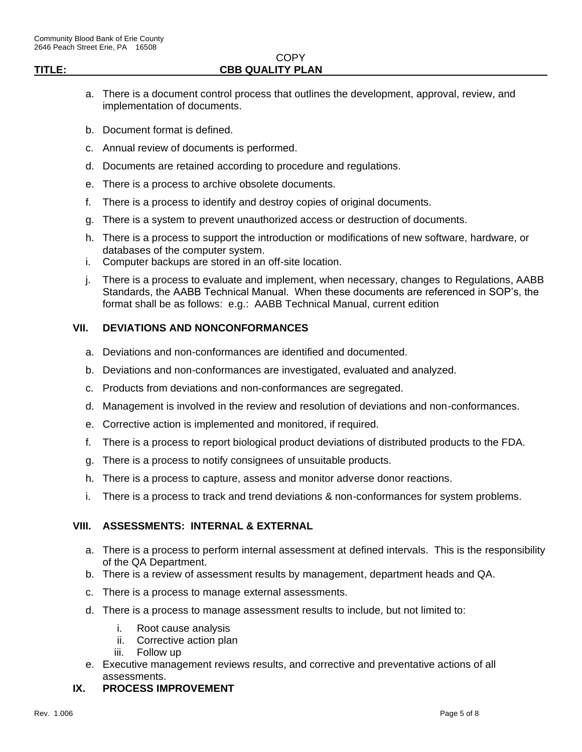a. There is a document control process that outlines the development, approval, review, and implementation of documents.

b. Document format is defined.

c. Annual review of documents is performed.

d. Documents are retained according to procedure and regulations.

e. There is a process to archive obsolete documents.

f. There is a process to identify and destroy copies of original documents.

g. There is a system to prevent unauthorized access or destruction of documents.

h. There is a process to support the introduction or modifications of new software, hardware, or databases of the computer system.

i. Computer backups are stored in an off-site location.

j. There is a process to evaluate and implement, when necessary, changes to Regulations, AABB Standards, the AABB Technical Manual. When these documents are referenced in SOP's, the format shall be as follows: e.g.: AABB Technical Manual, current edition

## VII. DEVIATIONS AND NONCONFORMANCES

a. Deviations and non-conformances are identified and documented.

b. Deviations and non-conformances are investigated, evaluated and analyzed.

c. Products from deviations and non-conformances are segregated.

d. Management is involved in the review and resolution of deviations and non-conformances.

e. Corrective action is implemented and monitored, if required.

f. There is a process to report biological product deviations of distributed products to the FDA.

g. There is a process to notify consignees of unsuitable products.

h. There is a process to capture, assess and monitor adverse donor reactions.

i. There is a process to track and trend deviations & non-conformances for system problems.

## VIII. ASSESSMENTS: INTERNAL & EXTERNAL

a. There is a process to perform internal assessment at defined intervals. This is the responsibility of the QA Department.

b. There is a review of assessment results by management, department heads and QA.

c. There is a process to manage external assessments.

d. There is a process to manage assessment results to include, but not limited to:

   i. Root cause analysis
   ii. Corrective action plan
   iii. Follow up

e. Executive management reviews results, and corrective and preventative actions of all assessments.

## IX. PROCESS IMPROVEMENT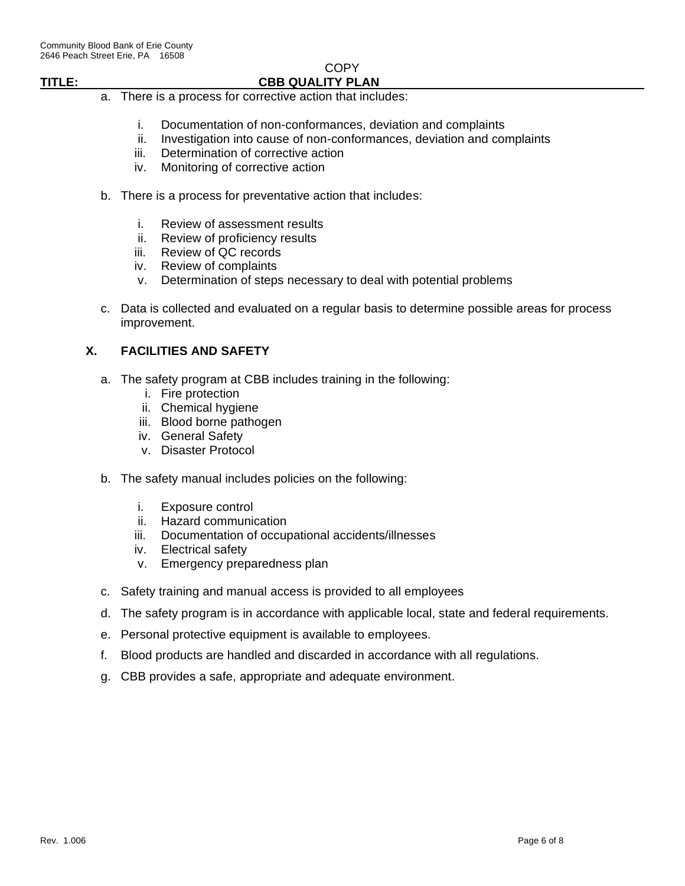a. There is a process for corrective action that includes:

   i. Documentation of non-conformances, deviation and complaints
   ii. Investigation into cause of non-conformances, deviation and complaints
   iii. Determination of corrective action
   iv. Monitoring of corrective action

b. There is a process for preventative action that includes:

   i. Review of assessment results
   ii. Review of proficiency results
   iii. Review of QC records
   iv. Review of complaints
   v. Determination of steps necessary to deal with potential problems

c. Data is collected and evaluated on a regular basis to determine possible areas for process improvement.

## X. FACILITIES AND SAFETY

a. The safety program at CBB includes training in the following:
   i. Fire protection
   ii. Chemical hygiene
   iii. Blood borne pathogen
   iv. General Safety
   v. Disaster Protocol

b. The safety manual includes policies on the following:

   i. Exposure control
   ii. Hazard communication
   iii. Documentation of occupational accidents/illnesses
   iv. Electrical safety
   v. Emergency preparedness plan

c. Safety training and manual access is provided to all employees

d. The safety program is in accordance with applicable local, state and federal requirements.

e. Personal protective equipment is available to employees.

f. Blood products are handled and discarded in accordance with all regulations.

g. CBB provides a safe, appropriate and adequate environment.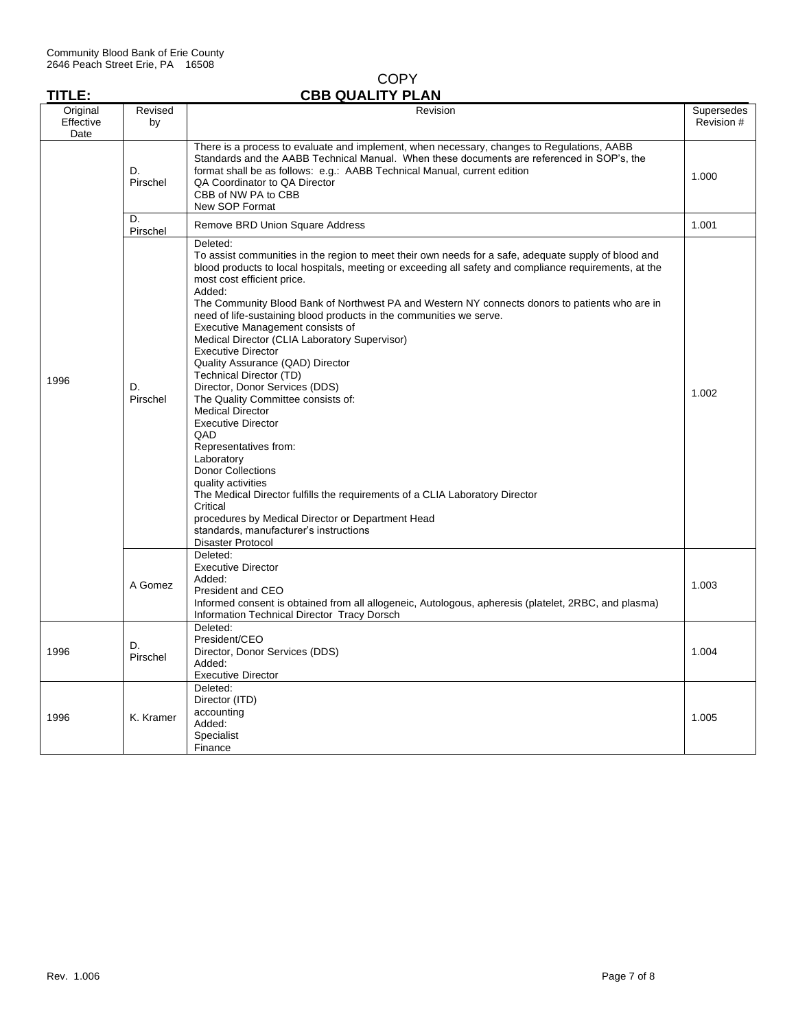Community Blood Bank of Erie County
2646 Peach Street Erie, PA 16508

COPY

**TITLE: CBB QUALITY PLAN**

| Original Effective Date | Revised by | Revision | Supersedes Revision # |
|---|---|---|---|
| 1996 | D. Pirschel | There is a process to evaluate and implement, when necessary, changes to Regulations, AABB Standards and the AABB Technical Manual. When these documents are referenced in SOP's, the format shall be as follows: e.g.: AABB Technical Manual, current edition<br>QA Coordinator to QA Director<br>CBB of NW PA to CBB<br>New SOP Format | 1.000 |
| | D. Pirschel | Remove BRD Union Square Address | 1.001 |
| | D. Pirschel | Deleted:<br>To assist communities in the region to meet their own needs for a safe, adequate supply of blood and blood products to local hospitals, meeting or exceeding all safety and compliance requirements, at the most cost efficient price.<br>Added:<br>The Community Blood Bank of Northwest PA and Western NY connects donors to patients who are in need of life-sustaining blood products in the communities we serve.<br>Executive Management consists of<br>Medical Director (CLIA Laboratory Supervisor)<br>Executive Director<br>Quality Assurance (QAD) Director<br>Technical Director (TD)<br>Director, Donor Services (DDS)<br>The Quality Committee consists of:<br>Medical Director<br>Executive Director<br>QAD<br>Representatives from:<br>Laboratory<br>Donor Collections<br>quality activities<br>The Medical Director fulfills the requirements of a CLIA Laboratory Director<br>Critical<br>procedures by Medical Director or Department Head<br>standards, manufacturer's instructions<br>Disaster Protocol | 1.002 |
| | A Gomez | Deleted:<br>Executive Director<br>Added:<br>President and CEO<br>Informed consent is obtained from all allogeneic, Autologous, apheresis (platelet, 2RBC, and plasma)<br>Information Technical Director Tracy Dorsch | 1.003 |
| 1996 | D. Pirschel | Deleted:<br>President/CEO<br>Director, Donor Services (DDS)<br>Added:<br>Executive Director | 1.004 |
| 1996 | K. Kramer | Deleted:<br>Director (ITD)<br>accounting<br>Added:<br>Specialist<br>Finance | 1.005 |

Rev. 1.006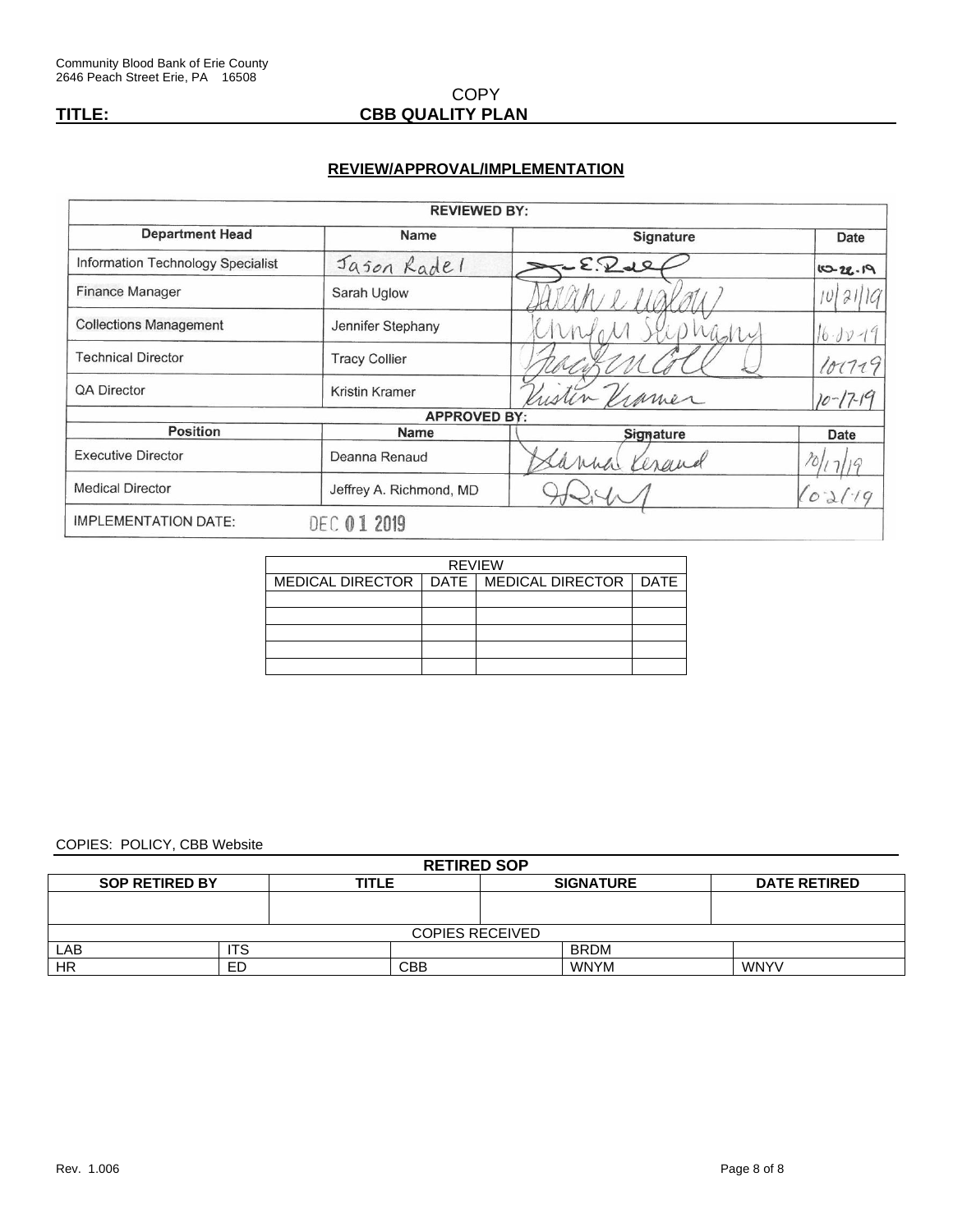Community Blood Bank of Erie County
2646 Peach Street Erie, PA 16508

COPY

**TITLE: CBB QUALITY PLAN**

## REVIEW/APPROVAL/IMPLEMENTATION

| REVIEWED BY: | | | |
|---|---|---|---|
| **Department Head** | **Name** | **Signature** | **Date** |
| Information Technology Specialist | Jason Radel | J. E. Radel | 10-22-19 |
| Finance Manager | Sarah Uglow | Sarah e Uglow | 10/21/19 |
| Collections Management | Jennifer Stephany | Jennifer Stephany | 10-22-19 |
| Technical Director | Tracy Collier | Tracy M Collier | 10/17/19 |
| QA Director | Kristin Kramer | Kristin Kramer | 10-17-19 |
| **APPROVED BY:** | | | |
| **Position** | **Name** | **Signature** | **Date** |
| Executive Director | Deanna Renaud | Deanna Renaud | 10/17/19 |
| Medical Director | Jeffrey A. Richmond, MD | JRich | 10-21-19 |
| IMPLEMENTATION DATE: | DEC 01 2019 | | |

| REVIEW | | | |
|---|---|---|---|
| MEDICAL DIRECTOR | DATE | MEDICAL DIRECTOR | DATE |
| | | | |
| | | | |
| | | | |
| | | | |
| | | | |

COPIES: POLICY, CBB Website

| RETIRED SOP | | | |
|---|---|---|---|
| **SOP RETIRED BY** | **TITLE** | **SIGNATURE** | **DATE RETIRED** |
| | | | |

| COPIES RECEIVED | | | | |
|---|---|---|---|---|
| LAB | ITS | | BRDM | |
| HR | ED | CBB | WNYM | WNYV |

Rev. 1.006